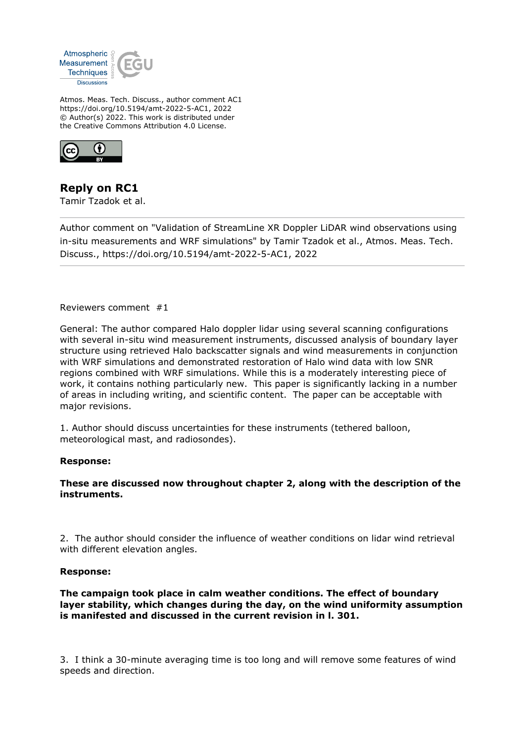Atmos. Meas. Tech. Discuss., author comment AC1
https://doi.org/10.5194/amt-2022-5-AC1, 2022
© Author(s) 2022. This work is distributed under
the Creative Commons Attribution 4.0 License.

# Reply on RC1

Tamir Tzadok et al.

---

Author comment on "Validation of StreamLine XR Doppler LiDAR wind observations using in-situ measurements and WRF simulations" by Tamir Tzadok et al., Atmos. Meas. Tech. Discuss., https://doi.org/10.5194/amt-2022-5-AC1, 2022

---

Reviewers comment #1

General: The author compared Halo doppler lidar using several scanning configurations with several in-situ wind measurement instruments, discussed analysis of boundary layer structure using retrieved Halo backscatter signals and wind measurements in conjunction with WRF simulations and demonstrated restoration of Halo wind data with low SNR regions combined with WRF simulations. While this is a moderately interesting piece of work, it contains nothing particularly new. This paper is significantly lacking in a number of areas in including writing, and scientific content. The paper can be acceptable with major revisions.

1. Author should discuss uncertainties for these instruments (tethered balloon, meteorological mast, and radiosondes).

**Response:**

**These are discussed now throughout chapter 2, along with the description of the instruments.**

2. The author should consider the influence of weather conditions on lidar wind retrieval with different elevation angles.

**Response:**

**The campaign took place in calm weather conditions. The effect of boundary layer stability, which changes during the day, on the wind uniformity assumption is manifested and discussed in the current revision in l. 301.**

3. I think a 30-minute averaging time is too long and will remove some features of wind speeds and direction.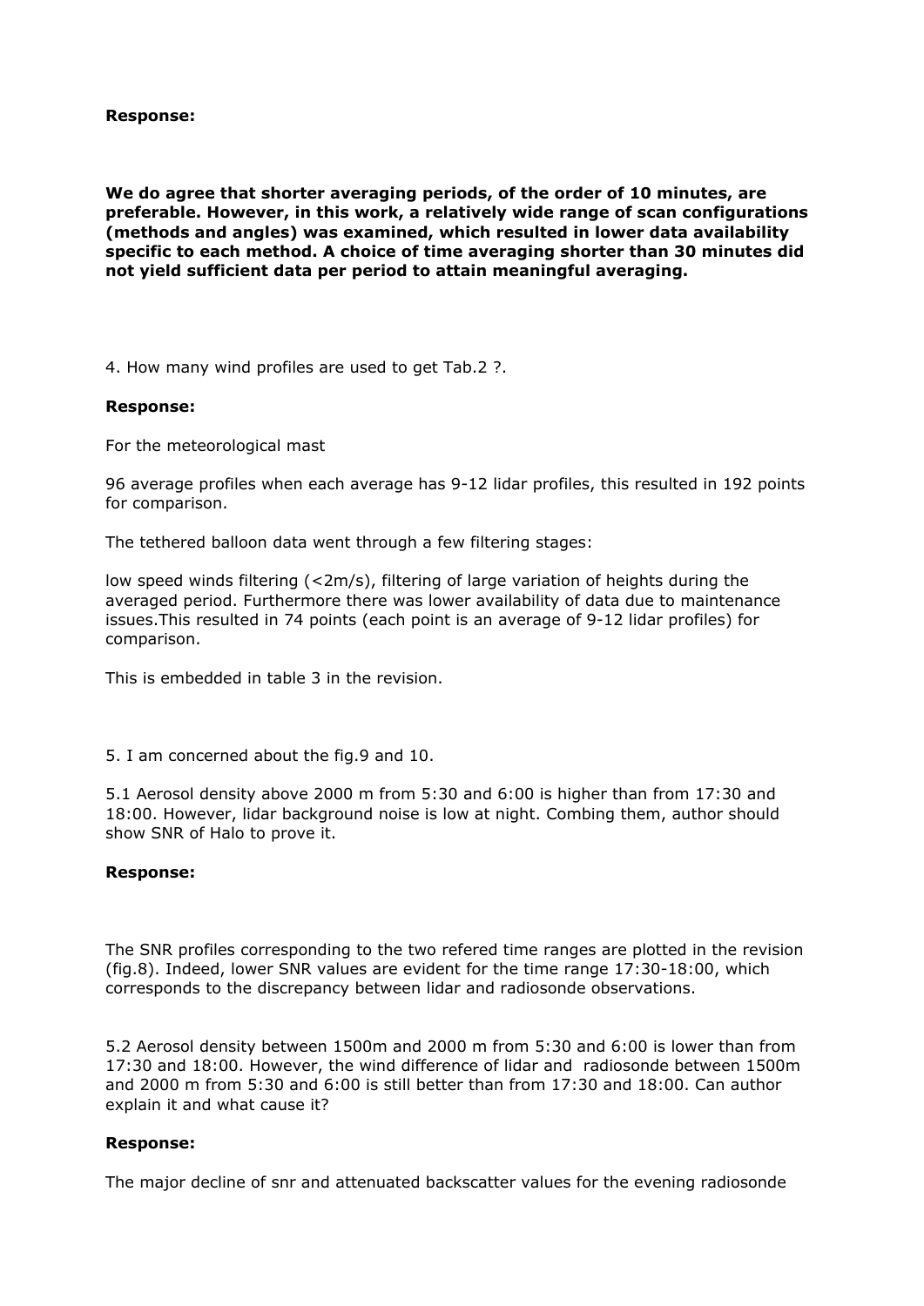**Response:**

**We do agree that shorter averaging periods, of the order of 10 minutes, are preferable. However, in this work, a relatively wide range of scan configurations (methods and angles) was examined, which resulted in lower data availability specific to each method. A choice of time averaging shorter than 30 minutes did not yield sufficient data per period to attain meaningful averaging.**

4. How many wind profiles are used to get Tab.2 ?.

**Response:**

For the meteorological mast

96 average profiles when each average has 9-12 lidar profiles, this resulted in 192 points for comparison.

The tethered balloon data went through a few filtering stages:

low speed winds filtering (<2m/s), filtering of large variation of heights during the averaged period. Furthermore there was lower availability of data due to maintenance issues.This resulted in 74 points (each point is an average of 9-12 lidar profiles) for comparison.

This is embedded in table 3 in the revision.

5. I am concerned about the fig.9 and 10.

5.1 Aerosol density above 2000 m from 5:30 and 6:00 is higher than from 17:30 and 18:00. However, lidar background noise is low at night. Combing them, author should show SNR of Halo to prove it.

**Response:**

The SNR profiles corresponding to the two refered time ranges are plotted in the revision (fig.8). Indeed, lower SNR values are evident for the time range 17:30-18:00, which corresponds to the discrepancy between lidar and radiosonde observations.

5.2 Aerosol density between 1500m and 2000 m from 5:30 and 6:00 is lower than from 17:30 and 18:00. However, the wind difference of lidar and radiosonde between 1500m and 2000 m from 5:30 and 6:00 is still better than from 17:30 and 18:00. Can author explain it and what cause it?

**Response:**

The major decline of snr and attenuated backscatter values for the evening radiosonde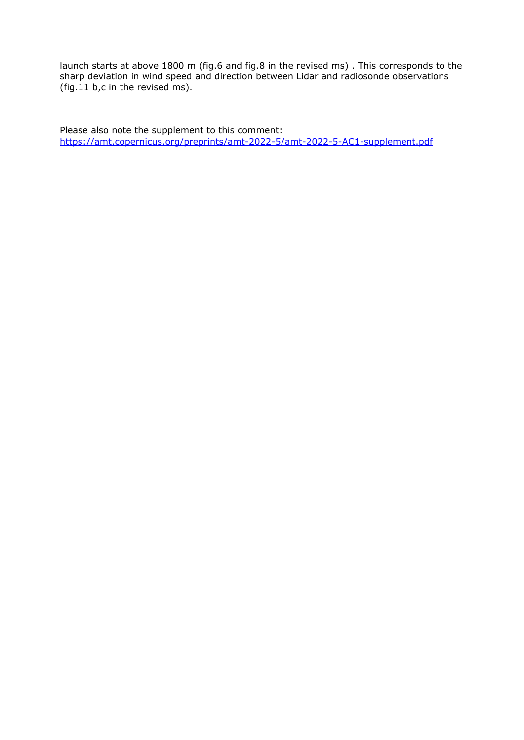launch starts at above 1800 m (fig.6 and fig.8 in the revised ms) . This corresponds to the sharp deviation in wind speed and direction between Lidar and radiosonde observations (fig.11 b,c in the revised ms).

Please also note the supplement to this comment:
https://amt.copernicus.org/preprints/amt-2022-5/amt-2022-5-AC1-supplement.pdf